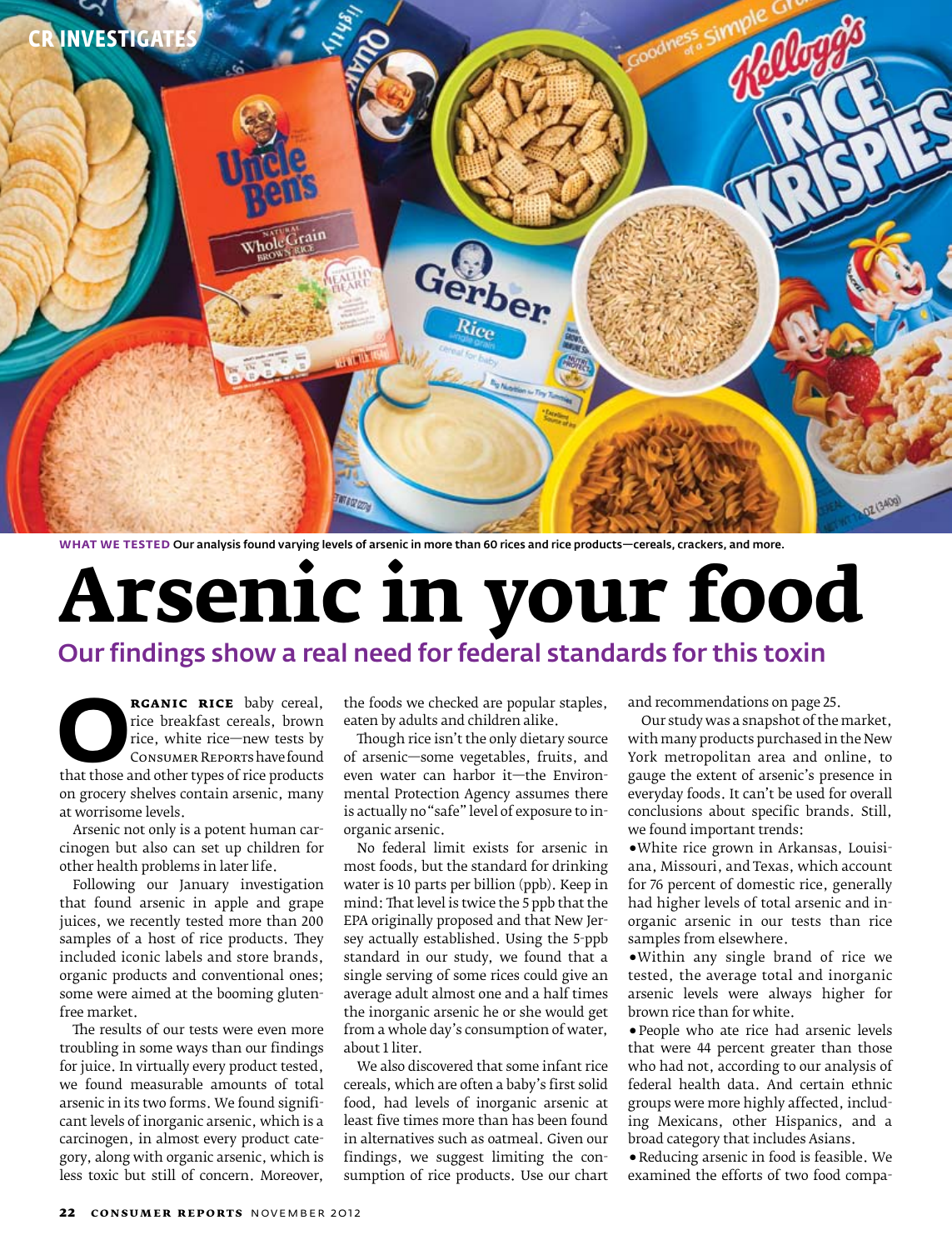CR INVESTIGATES

**WHAT WE TESTED** Our analysis found varying levels of arsenic in more than 60 rices and rice products—cereals, crackers, and more.

# Arsenic in your food

## Our findings show a real need for federal standards for this toxin

**ORGANIC RICE** baby cereal, rice breakfast cereals, brown rice, white rice—new tests by Consumer Reports have found that those and other types of rice products on grocery shelves contain arsenic, many at worrisome levels.

Arsenic not only is a potent human carcinogen but also can set up children for other health problems in later life.

Following our January investigation that found arsenic in apple and grape juices, we recently tested more than 200 samples of a host of rice products. They included iconic labels and store brands, organic products and conventional ones; some were aimed at the booming gluten-free market.

The results of our tests were even more troubling in some ways than our findings for juice. In virtually every product tested, we found measurable amounts of total arsenic in its two forms. We found significant levels of inorganic arsenic, which is a carcinogen, in almost every product category, along with organic arsenic, which is less toxic but still of concern. Moreover, the foods we checked are popular staples, eaten by adults and children alike.

Though rice isn't the only dietary source of arsenic—some vegetables, fruits, and even water can harbor it—the Environmental Protection Agency assumes there is actually no "safe" level of exposure to inorganic arsenic.

No federal limit exists for arsenic in most foods, but the standard for drinking water is 10 parts per billion (ppb). Keep in mind: That level is twice the 5 ppb that the EPA originally proposed and that New Jersey actually established. Using the 5-ppb standard in our study, we found that a single serving of some rices could give an average adult almost one and a half times the inorganic arsenic he or she would get from a whole day's consumption of water, about 1 liter.

We also discovered that some infant rice cereals, which are often a baby's first solid food, had levels of inorganic arsenic at least five times more than has been found in alternatives such as oatmeal. Given our findings, we suggest limiting the consumption of rice products. Use our chart and recommendations on page 25.

Our study was a snapshot of the market, with many products purchased in the New York metropolitan area and online, to gauge the extent of arsenic's presence in everyday foods. It can't be used for overall conclusions about specific brands. Still, we found important trends:

- White rice grown in Arkansas, Louisiana, Missouri, and Texas, which account for 76 percent of domestic rice, generally had higher levels of total arsenic and inorganic arsenic in our tests than rice samples from elsewhere.
- Within any single brand of rice we tested, the average total and inorganic arsenic levels were always higher for brown rice than for white.
- People who ate rice had arsenic levels that were 44 percent greater than those who had not, according to our analysis of federal health data. And certain ethnic groups were more highly affected, including Mexicans, other Hispanics, and a broad category that includes Asians.
- Reducing arsenic in food is feasible. We examined the efforts of two food compa-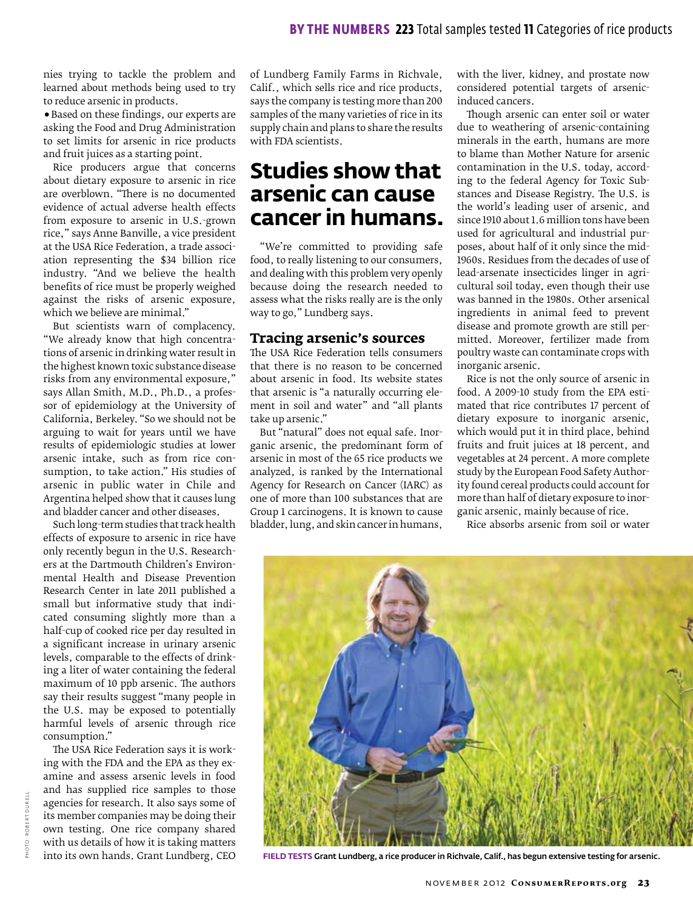**BY THE NUMBERS 223** Total samples tested **11** Categories of rice products

nies trying to tackle the problem and learned about methods being used to try to reduce arsenic in products.

- Based on these findings, our experts are asking the Food and Drug Administration to set limits for arsenic in rice products and fruit juices as a starting point.

Rice producers argue that concerns about dietary exposure to arsenic in rice are overblown. "There is no documented evidence of actual adverse health effects from exposure to arsenic in U.S.-grown rice," says Anne Banville, a vice president at the USA Rice Federation, a trade association representing the $34 billion rice industry. "And we believe the health benefits of rice must be properly weighed against the risks of arsenic exposure, which we believe are minimal."

But scientists warn of complacency. "We already know that high concentrations of arsenic in drinking water result in the highest known toxic substance disease risks from any environmental exposure," says Allan Smith, M.D., Ph.D., a professor of epidemiology at the University of California, Berkeley. "So we should not be arguing to wait for years until we have results of epidemiologic studies at lower arsenic intake, such as from rice consumption, to take action." His studies of arsenic in public water in Chile and Argentina helped show that it causes lung and bladder cancer and other diseases.

Such long-term studies that track health effects of exposure to arsenic in rice have only recently begun in the U.S. Researchers at the Dartmouth Children's Environmental Health and Disease Prevention Research Center in late 2011 published a small but informative study that indicated consuming slightly more than a half-cup of cooked rice per day resulted in a significant increase in urinary arsenic levels, comparable to the effects of drinking a liter of water containing the federal maximum of 10 ppb arsenic. The authors say their results suggest "many people in the U.S. may be exposed to potentially harmful levels of arsenic through rice consumption."

The USA Rice Federation says it is working with the FDA and the EPA as they examine and assess arsenic levels in food and has supplied rice samples to those agencies for research. It also says some of its member companies may be doing their own testing. One rice company shared with us details of how it is taking matters into its own hands. Grant Lundberg, CEO of Lundberg Family Farms in Richvale, Calif., which sells rice and rice products, says the company is testing more than 200 samples of the many varieties of rice in its supply chain and plans to share the results with FDA scientists.

## Studies show that arsenic can cause cancer in humans.

"We're committed to providing safe food, to really listening to our consumers, and dealing with this problem very openly because doing the research needed to assess what the risks really are is the only way to go," Lundberg says.

### Tracing arsenic's sources

The USA Rice Federation tells consumers that there is no reason to be concerned about arsenic in food. Its website states that arsenic is "a naturally occurring element in soil and water" and "all plants take up arsenic."

But "natural" does not equal safe. Inorganic arsenic, the predominant form of arsenic in most of the 65 rice products we analyzed, is ranked by the International Agency for Research on Cancer (IARC) as one of more than 100 substances that are Group 1 carcinogens. It is known to cause bladder, lung, and skin cancer in humans, with the liver, kidney, and prostate now considered potential targets of arsenic-induced cancers.

Though arsenic can enter soil or water due to weathering of arsenic-containing minerals in the earth, humans are more to blame than Mother Nature for arsenic contamination in the U.S. today, according to the federal Agency for Toxic Substances and Disease Registry. The U.S. is the world's leading user of arsenic, and since 1910 about 1.6 million tons have been used for agricultural and industrial purposes, about half of it only since the mid-1960s. Residues from the decades of use of lead-arsenate insecticides linger in agricultural soil today, even though their use was banned in the 1980s. Other arsenical ingredients in animal feed to prevent disease and promote growth are still permitted. Moreover, fertilizer made from poultry waste can contaminate crops with inorganic arsenic.

Rice is not the only source of arsenic in food. A 2009-10 study from the EPA estimated that rice contributes 17 percent of dietary exposure to inorganic arsenic, which would put it in third place, behind fruits and fruit juices at 18 percent, and vegetables at 24 percent. A more complete study by the European Food Safety Authority found cereal products could account for more than half of dietary exposure to inorganic arsenic, mainly because of rice.

Rice absorbs arsenic from soil or water

**FIELD TESTS** Grant Lundberg, a rice producer in Richvale, Calif., has begun extensive testing for arsenic.

PHOTO: ROBERT DURELL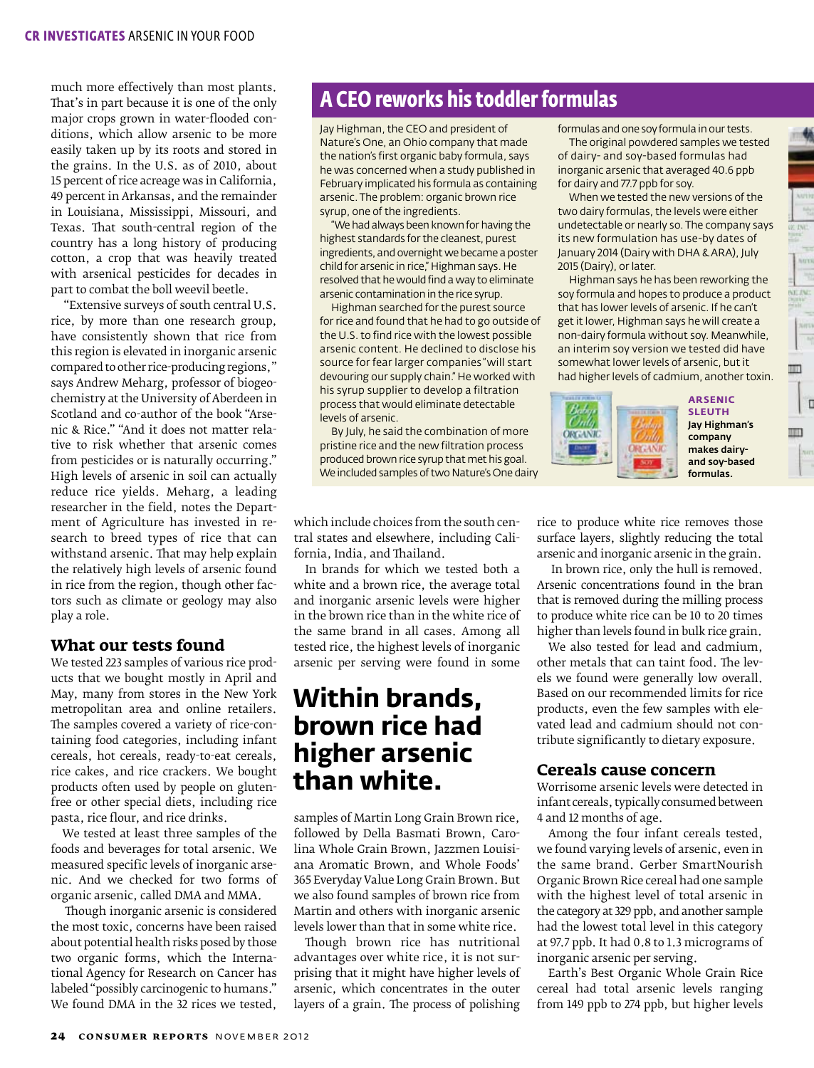much more effectively than most plants. That's in part because it is one of the only major crops grown in water-flooded conditions, which allow arsenic to be more easily taken up by its roots and stored in the grains. In the U.S. as of 2010, about 15 percent of rice acreage was in California, 49 percent in Arkansas, and the remainder in Louisiana, Mississippi, Missouri, and Texas. That south-central region of the country has a long history of producing cotton, a crop that was heavily treated with arsenical pesticides for decades in part to combat the boll weevil beetle.

"Extensive surveys of south central U.S. rice, by more than one research group, have consistently shown that rice from this region is elevated in inorganic arsenic compared to other rice-producing regions," says Andrew Meharg, professor of biogeochemistry at the University of Aberdeen in Scotland and co-author of the book "Arsenic & Rice." "And it does not matter relative to risk whether that arsenic comes from pesticides or is naturally occurring." High levels of arsenic in soil can actually reduce rice yields. Meharg, a leading researcher in the field, notes the Department of Agriculture has invested in research to breed types of rice that can withstand arsenic. That may help explain the relatively high levels of arsenic found in rice from the region, though other factors such as climate or geology may also play a role.

## A CEO reworks his toddler formulas

Jay Highman, the CEO and president of Nature's One, an Ohio company that made the nation's first organic baby formula, says he was concerned when a study published in February implicated his formula as containing arsenic. The problem: organic brown rice syrup, one of the ingredients.

"We had always been known for having the highest standards for the cleanest, purest ingredients, and overnight we became a poster child for arsenic in rice," Highman says. He resolved that he would find a way to eliminate arsenic contamination in the rice syrup.

Highman searched for the purest source for rice and found that he had to go outside of the U.S. to find rice with the lowest possible arsenic content. He declined to disclose his source for fear larger companies "will start devouring our supply chain." He worked with his syrup supplier to develop a filtration process that would eliminate detectable levels of arsenic.

By July, he said the combination of more pristine rice and the new filtration process produced brown rice syrup that met his goal. We included samples of two Nature's One dairy formulas and one soy formula in our tests.

The original powdered samples we tested of dairy- and soy-based formulas had inorganic arsenic that averaged 40.6 ppb for dairy and 77.7 ppb for soy.

When we tested the new versions of the two dairy formulas, the levels were either undetectable or nearly so. The company says its new formulation has use-by dates of January 2014 (Dairy with DHA & ARA), July 2015 (Dairy), or later.

Highman says he has been reworking the soy formula and hopes to produce a product that has lower levels of arsenic. If he can't get it lower, Highman says he will create a non-dairy formula without soy. Meanwhile, an interim soy version we tested did have somewhat lower levels of arsenic, but it had higher levels of cadmium, another toxin.

**ARSENIC SLEUTH** **Jay Highman's company makes dairy- and soy-based formulas.**

### What our tests found

We tested 223 samples of various rice products that we bought mostly in April and May, many from stores in the New York metropolitan area and online retailers. The samples covered a variety of rice-containing food categories, including infant cereals, hot cereals, ready-to-eat cereals, rice cakes, and rice crackers. We bought products often used by people on gluten-free or other special diets, including rice pasta, rice flour, and rice drinks.

We tested at least three samples of the foods and beverages for total arsenic. We measured specific levels of inorganic arsenic. And we checked for two forms of organic arsenic, called DMA and MMA.

Though inorganic arsenic is considered the most toxic, concerns have been raised about potential health risks posed by those two organic forms, which the International Agency for Research on Cancer has labeled "possibly carcinogenic to humans." We found DMA in the 32 rices we tested, which include choices from the south central states and elsewhere, including California, India, and Thailand.

In brands for which we tested both a white and a brown rice, the average total and inorganic arsenic levels were higher in the brown rice than in the white rice of the same brand in all cases. Among all tested rice, the highest levels of inorganic arsenic per serving were found in some samples of Martin Long Grain Brown rice, followed by Della Basmati Brown, Carolina Whole Grain Brown, Jazzmen Louisiana Aromatic Brown, and Whole Foods' 365 Everyday Value Long Grain Brown. But we also found samples of brown rice from Martin and others with inorganic arsenic levels lower than that in some white rice.

**Within brands, brown rice had higher arsenic than white.**

Though brown rice has nutritional advantages over white rice, it is not surprising that it might have higher levels of arsenic, which concentrates in the outer layers of a grain. The process of polishing rice to produce white rice removes those surface layers, slightly reducing the total arsenic and inorganic arsenic in the grain.

In brown rice, only the hull is removed. Arsenic concentrations found in the bran that is removed during the milling process to produce white rice can be 10 to 20 times higher than levels found in bulk rice grain.

We also tested for lead and cadmium, other metals that can taint food. The levels we found were generally low overall. Based on our recommended limits for rice products, even the few samples with elevated lead and cadmium should not contribute significantly to dietary exposure.

### Cereals cause concern

Worrisome arsenic levels were detected in infant cereals, typically consumed between 4 and 12 months of age.

Among the four infant cereals tested, we found varying levels of arsenic, even in the same brand. Gerber SmartNourish Organic Brown Rice cereal had one sample with the highest level of total arsenic in the category at 329 ppb, and another sample had the lowest total level in this category at 97.7 ppb. It had 0.8 to 1.3 micrograms of inorganic arsenic per serving.

Earth's Best Organic Whole Grain Rice cereal had total arsenic levels ranging from 149 ppb to 274 ppb, but higher levels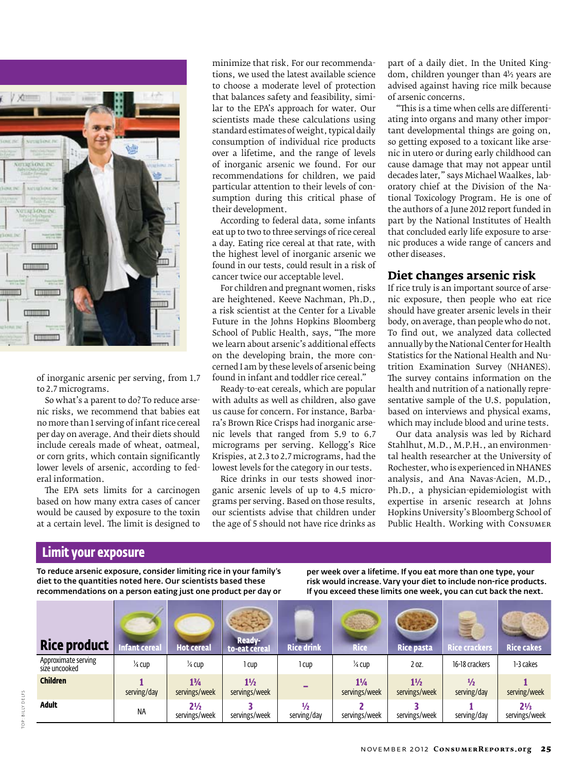of inorganic arsenic per serving, from 1.7 to 2.7 micrograms.

So what's a parent to do? To reduce arsenic risks, we recommend that babies eat no more than 1 serving of infant rice cereal per day on average. And their diets should include cereals made of wheat, oatmeal, or corn grits, which contain significantly lower levels of arsenic, according to federal information.

The EPA sets limits for a carcinogen based on how many extra cases of cancer would be caused by exposure to the toxin at a certain level. The limit is designed to minimize that risk. For our recommendations, we used the latest available science to choose a moderate level of protection that balances safety and feasibility, similar to the EPA's approach for water. Our scientists made these calculations using standard estimates of weight, typical daily consumption of individual rice products over a lifetime, and the range of levels of inorganic arsenic we found. For our recommendations for children, we paid particular attention to their levels of consumption during this critical phase of their development.

According to federal data, some infants eat up to two to three servings of rice cereal a day. Eating rice cereal at that rate, with the highest level of inorganic arsenic we found in our tests, could result in a risk of cancer twice our acceptable level.

For children and pregnant women, risks are heightened. Keeve Nachman, Ph.D., a risk scientist at the Center for a Livable Future in the Johns Hopkins Bloomberg School of Public Health, says, "The more we learn about arsenic's additional effects on the developing brain, the more concerned I am by these levels of arsenic being found in infant and toddler rice cereal."

Ready-to-eat cereals, which are popular with adults as well as children, also gave us cause for concern. For instance, Barbara's Brown Rice Crisps had inorganic arsenic levels that ranged from 5.9 to 6.7 micrograms per serving. Kellogg's Rice Krispies, at 2.3 to 2.7 micrograms, had the lowest levels for the category in our tests.

Rice drinks in our tests showed inorganic arsenic levels of up to 4.5 micrograms per serving. Based on those results, our scientists advise that children under the age of 5 should not have rice drinks as part of a daily diet. In the United Kingdom, children younger than 4½ years are advised against having rice milk because of arsenic concerns.

"This is a time when cells are differentiating into organs and many other important developmental things are going on, so getting exposed to a toxicant like arsenic in utero or during early childhood can cause damage that may not appear until decades later," says Michael Waalkes, laboratory chief at the Division of the National Toxicology Program. He is one of the authors of a June 2012 report funded in part by the National Institutes of Health that concluded early life exposure to arsenic produces a wide range of cancers and other diseases.

## Diet changes arsenic risk

If rice truly is an important source of arsenic exposure, then people who eat rice should have greater arsenic levels in their body, on average, than people who do not. To find out, we analyzed data collected annually by the National Center for Health Statistics for the National Health and Nutrition Examination Survey (NHANES). The survey contains information on the health and nutrition of a nationally representative sample of the U.S. population, based on interviews and physical exams, which may include blood and urine tests.

Our data analysis was led by Richard Stahlhut, M.D., M.P.H., an environmental health researcher at the University of Rochester, who is experienced in NHANES analysis, and Ana Navas-Acien, M.D., Ph.D., a physician-epidemiologist with expertise in arsenic research at Johns Hopkins University's Bloomberg School of Public Health. Working with Consumer

## Limit your exposure

**To reduce arsenic exposure, consider limiting rice in your family's diet to the quantities noted here. Our scientists based these recommendations on a person eating just one product per day or per week over a lifetime. If you eat more than one type, your risk would increase. Vary your diet to include non-rice products. If you exceed these limits one week, you can cut back the next.**

| Rice product | Infant cereal | Hot cereal | Ready-to-eat cereal | Rice drink | Rice | Rice pasta | Rice crackers | Rice cakes |
|---|---|---|---|---|---|---|---|---|
| Approximate serving size uncooked | ¼ cup | ¼ cup | 1 cup | 1 cup | ¼ cup | 2 oz. | 16-18 crackers | 1-3 cakes |
| **Children** | **1** serving/day | **1¾** servings/week | **1½** servings/week | – | **1¼** servings/week | **1½** servings/week | **½** serving/day | **1** serving/week |
| **Adult** | NA | **2½** servings/week | **3** servings/week | **½** serving/day | **2** servings/week | **3** servings/week | **1** serving/day | **2⅓** servings/week |

TOP: BILLY DELFS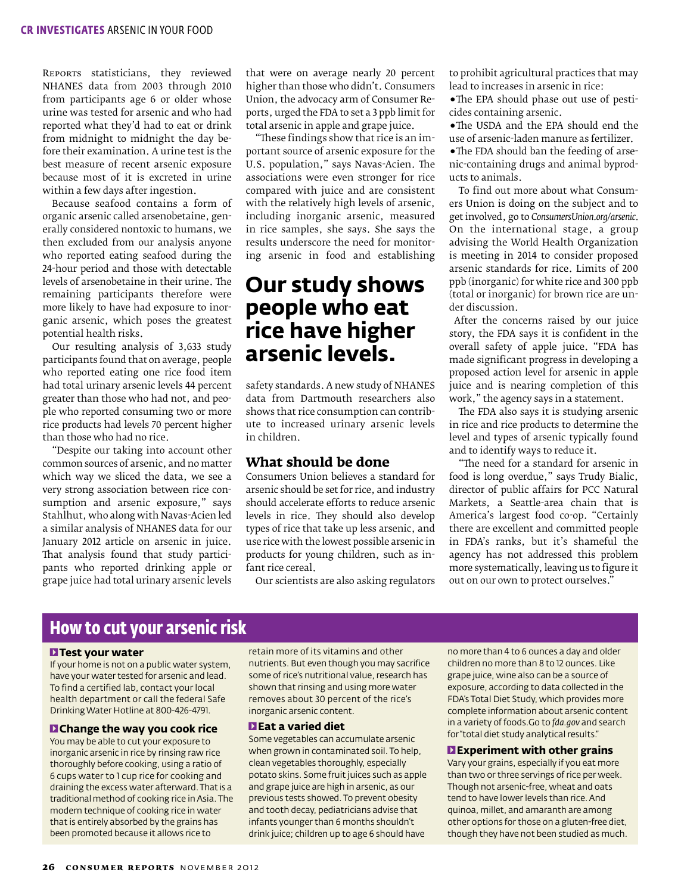Reports statisticians, they reviewed NHANES data from 2003 through 2010 from participants age 6 or older whose urine was tested for arsenic and who had reported what they'd had to eat or drink from midnight to midnight the day before their examination. A urine test is the best measure of recent arsenic exposure because most of it is excreted in urine within a few days after ingestion.

Because seafood contains a form of organic arsenic called arsenobetaine, generally considered nontoxic to humans, we then excluded from our analysis anyone who reported eating seafood during the 24-hour period and those with detectable levels of arsenobetaine in their urine. The remaining participants therefore were more likely to have had exposure to inorganic arsenic, which poses the greatest potential health risks.

Our resulting analysis of 3,633 study participants found that on average, people who reported eating one rice food item had total urinary arsenic levels 44 percent greater than those who had not, and people who reported consuming two or more rice products had levels 70 percent higher than those who had no rice.

"Despite our taking into account other common sources of arsenic, and no matter which way we sliced the data, we see a very strong association between rice consumption and arsenic exposure," says Stahlhut, who along with Navas-Acien led a similar analysis of NHANES data for our January 2012 article on arsenic in juice. That analysis found that study participants who reported drinking apple or grape juice had total urinary arsenic levels that were on average nearly 20 percent higher than those who didn't. Consumers Union, the advocacy arm of Consumer Reports, urged the FDA to set a 3 ppb limit for total arsenic in apple and grape juice.

"These findings show that rice is an important source of arsenic exposure for the U.S. population," says Navas-Acien. The associations were even stronger for rice compared with juice and are consistent with the relatively high levels of arsenic, including inorganic arsenic, measured in rice samples, she says. She says the results underscore the need for monitoring arsenic in food and establishing safety standards. A new study of NHANES data from Dartmouth researchers also shows that rice consumption can contribute to increased urinary arsenic levels in children.

## Our study shows people who eat rice have higher arsenic levels.

### What should be done

Consumers Union believes a standard for arsenic should be set for rice, and industry should accelerate efforts to reduce arsenic levels in rice. They should also develop types of rice that take up less arsenic, and use rice with the lowest possible arsenic in products for young children, such as infant rice cereal.

Our scientists are also asking regulators to prohibit agricultural practices that may lead to increases in arsenic in rice:

- The EPA should phase out use of pesticides containing arsenic.
- The USDA and the EPA should end the use of arsenic-laden manure as fertilizer.
- The FDA should ban the feeding of arsenic-containing drugs and animal byproducts to animals.

To find out more about what Consumers Union is doing on the subject and to get involved, go to *ConsumersUnion.org/arsenic*. On the international stage, a group advising the World Health Organization is meeting in 2014 to consider proposed arsenic standards for rice. Limits of 200 ppb (inorganic) for white rice and 300 ppb (total or inorganic) for brown rice are under discussion.

After the concerns raised by our juice story, the FDA says it is confident in the overall safety of apple juice. "FDA has made significant progress in developing a proposed action level for arsenic in apple juice and is nearing completion of this work," the agency says in a statement.

The FDA also says it is studying arsenic in rice and rice products to determine the level and types of arsenic typically found and to identify ways to reduce it.

"The need for a standard for arsenic in food is long overdue," says Trudy Bialic, director of public affairs for PCC Natural Markets, a Seattle-area chain that is America's largest food co-op. "Certainly there are excellent and committed people in FDA's ranks, but it's shameful the agency has not addressed this problem more systematically, leaving us to figure it out on our own to protect ourselves."

## How to cut your arsenic risk

### Test your water

If your home is not on a public water system, have your water tested for arsenic and lead. To find a certified lab, contact your local health department or call the federal Safe Drinking Water Hotline at 800-426-4791.

### Change the way you cook rice

You may be able to cut your exposure to inorganic arsenic in rice by rinsing raw rice thoroughly before cooking, using a ratio of 6 cups water to 1 cup rice for cooking and draining the excess water afterward. That is a traditional method of cooking rice in Asia. The modern technique of cooking rice in water that is entirely absorbed by the grains has been promoted because it allows rice to retain more of its vitamins and other nutrients. But even though you may sacrifice some of rice's nutritional value, research has shown that rinsing and using more water removes about 30 percent of the rice's inorganic arsenic content.

### Eat a varied diet

Some vegetables can accumulate arsenic when grown in contaminated soil. To help, clean vegetables thoroughly, especially potato skins. Some fruit juices such as apple and grape juice are high in arsenic, as our previous tests showed. To prevent obesity and tooth decay, pediatricians advise that infants younger than 6 months shouldn't drink juice; children up to age 6 should have no more than 4 to 6 ounces a day and older children no more than 8 to 12 ounces. Like grape juice, wine also can be a source of exposure, according to data collected in the FDA's Total Diet Study, which provides more complete information about arsenic content in a variety of foods. Go to *fda.gov* and search for "total diet study analytical results."

### Experiment with other grains

Vary your grains, especially if you eat more than two or three servings of rice per week. Though not arsenic-free, wheat and oats tend to have lower levels than rice. And quinoa, millet, and amaranth are among other options for those on a gluten-free diet, though they have not been studied as much.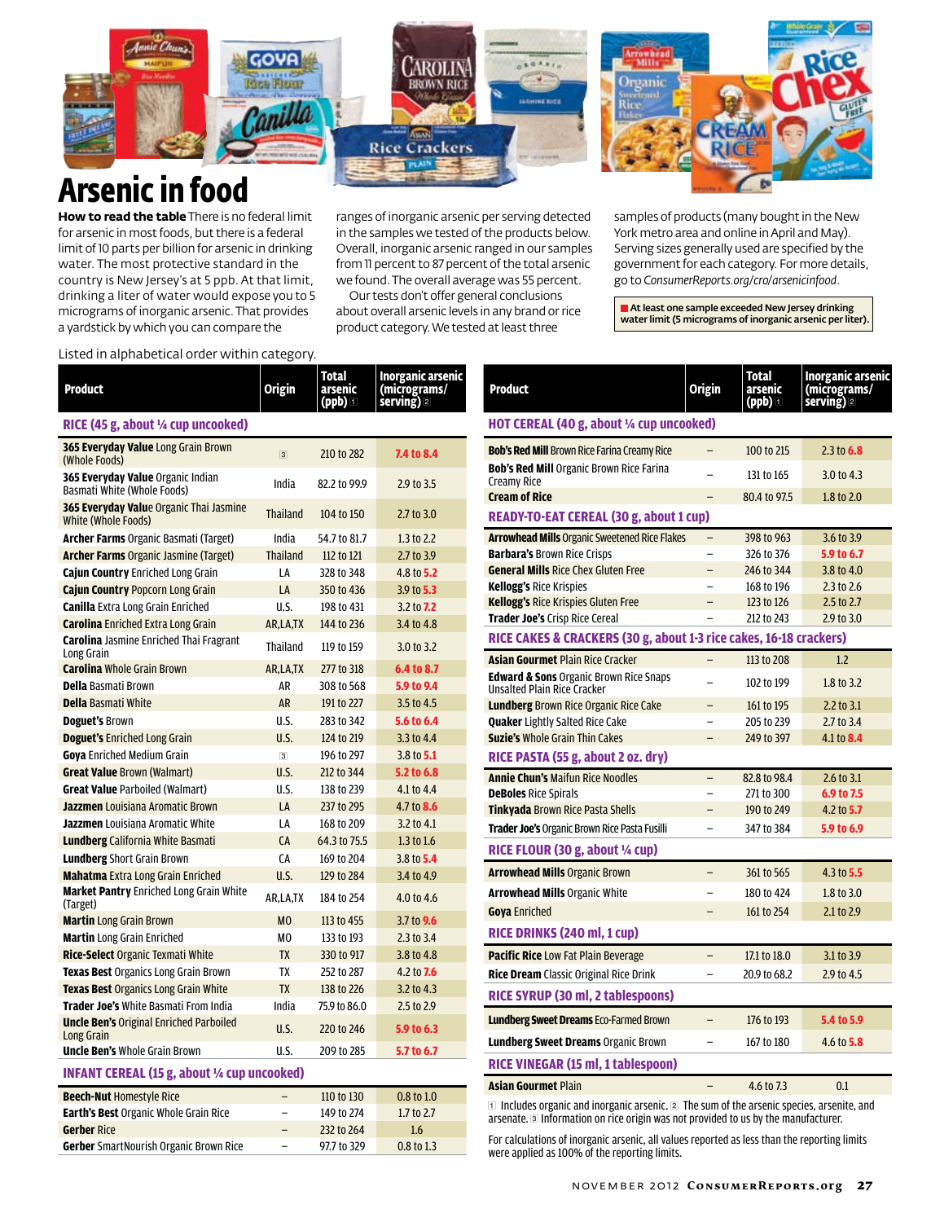# Arsenic in food

**How to read the table** There is no federal limit for arsenic in most foods, but there is a federal limit of 10 parts per billion for arsenic in drinking water. The most protective standard in the country is New Jersey's at 5 ppb. At that limit, drinking a liter of water would expose you to 5 micrograms of inorganic arsenic. That provides a yardstick by which you can compare the ranges of inorganic arsenic per serving detected in the samples we tested of the products below. Overall, inorganic arsenic ranged in our samples from 11 percent to 87 percent of the total arsenic we found. The overall average was 55 percent.

Our tests don't offer general conclusions about overall arsenic levels in any brand or rice product category. We tested at least three samples of products (many bought in the New York metro area and online in April and May). Serving sizes generally used are specified by the government for each category. For more details, go to *ConsumerReports.org/cro/arsenicinfood*.

■ At least one sample exceeded New Jersey drinking water limit (5 micrograms of inorganic arsenic per liter).

Listed in alphabetical order within category.

| Product | Origin | Total arsenic (ppb) [1] | Inorganic arsenic (micrograms/serving) [2] |
|---|---|---|---|
| **RICE (45 g, about ¼ cup uncooked)** | | | |
| **365 Everyday Value** Long Grain Brown (Whole Foods) | [3] | 210 to 282 | 7.4 to 8.4 |
| **365 Everyday Value** Organic Indian Basmati White (Whole Foods) | India | 82.2 to 99.9 | 2.9 to 3.5 |
| **365 Everyday Value** Organic Thai Jasmine White (Whole Foods) | Thailand | 104 to 150 | 2.7 to 3.0 |
| **Archer Farms** Organic Basmati (Target) | India | 54.7 to 81.7 | 1.3 to 2.2 |
| **Archer Farms** Organic Jasmine (Target) | Thailand | 112 to 121 | 2.7 to 3.9 |
| **Cajun Country** Enriched Long Grain | LA | 328 to 348 | 4.8 to 5.2 |
| **Cajun Country** Popcorn Long Grain | LA | 350 to 436 | 3.9 to 5.3 |
| **Canilla** Extra Long Grain Enriched | U.S. | 198 to 431 | 3.2 to 7.2 |
| **Carolina** Enriched Extra Long Grain | AR,LA,TX | 144 to 236 | 3.4 to 4.8 |
| **Carolina** Jasmine Enriched Thai Fragrant Long Grain | Thailand | 119 to 159 | 3.0 to 3.2 |
| **Carolina** Whole Grain Brown | AR,LA,TX | 277 to 318 | 6.4 to 8.7 |
| **Della** Basmati Brown | AR | 308 to 568 | 5.9 to 9.4 |
| **Della** Basmati White | AR | 191 to 227 | 3.5 to 4.5 |
| **Doguet's** Brown | U.S. | 283 to 342 | 5.6 to 6.4 |
| **Doguet's** Enriched Long Grain | U.S. | 124 to 219 | 3.3 to 4.4 |
| **Goya** Enriched Medium Grain | [3] | 196 to 297 | 3.8 to 5.1 |
| **Great Value** Brown (Walmart) | U.S. | 212 to 344 | 5.2 to 6.8 |
| **Great Value** Parboiled (Walmart) | U.S. | 138 to 239 | 4.1 to 4.4 |
| **Jazzmen** Louisiana Aromatic Brown | LA | 237 to 295 | 4.7 to 8.6 |
| **Jazzmen** Louisiana Aromatic White | LA | 168 to 209 | 3.2 to 4.1 |
| **Lundberg** California White Basmati | CA | 64.3 to 75.5 | 1.3 to 1.6 |
| **Lundberg** Short Grain Brown | CA | 169 to 204 | 3.8 to 5.4 |
| **Mahatma** Extra Long Grain Enriched | U.S. | 129 to 284 | 3.4 to 4.9 |
| **Market Pantry** Enriched Long Grain White (Target) | AR,LA,TX | 184 to 254 | 4.0 to 4.6 |
| **Martin** Long Grain Brown | MO | 113 to 455 | 3.7 to 9.6 |
| **Martin** Long Grain Enriched | MO | 133 to 193 | 2.3 to 3.4 |
| **Rice-Select** Organic Texmati White | TX | 330 to 917 | 3.8 to 4.8 |
| **Texas Best** Organics Long Grain Brown | TX | 252 to 287 | 4.2 to 7.6 |
| **Texas Best** Organics Long Grain White | TX | 138 to 226 | 3.2 to 4.3 |
| **Trader Joe's** White Basmati From India | India | 75.9 to 86.0 | 2.5 to 2.9 |
| **Uncle Ben's** Original Enriched Parboiled Long Grain | U.S. | 220 to 246 | 5.9 to 6.3 |
| **Uncle Ben's** Whole Grain Brown | U.S. | 209 to 285 | 5.7 to 6.7 |
| **INFANT CEREAL (15 g, about ¼ cup uncooked)** | | | |
| **Beech-Nut** Homestyle Rice | – | 110 to 130 | 0.8 to 1.0 |
| **Earth's Best** Organic Whole Grain Rice | – | 149 to 274 | 1.7 to 2.7 |
| **Gerber** Rice | – | 232 to 264 | 1.6 |
| **Gerber** SmartNourish Organic Brown Rice | – | 97.7 to 329 | 0.8 to 1.3 |
| **HOT CEREAL (40 g, about ¼ cup uncooked)** | | | |
| **Bob's Red Mill** Brown Rice Farina Creamy Rice | – | 100 to 215 | 2.3 to 6.8 |
| **Bob's Red Mill** Organic Brown Rice Farina Creamy Rice | – | 131 to 165 | 3.0 to 4.3 |
| **Cream of Rice** | – | 80.4 to 97.5 | 1.8 to 2.0 |
| **READY-TO-EAT CEREAL (30 g, about 1 cup)** | | | |
| **Arrowhead Mills** Organic Sweetened Rice Flakes | – | 398 to 963 | 3.6 to 3.9 |
| **Barbara's** Brown Rice Crisps | – | 326 to 376 | 5.9 to 6.7 |
| **General Mills** Rice Chex Gluten Free | – | 246 to 344 | 3.8 to 4.0 |
| **Kellogg's** Rice Krispies | – | 168 to 196 | 2.3 to 2.6 |
| **Kellogg's** Rice Krispies Gluten Free | – | 123 to 126 | 2.5 to 2.7 |
| **Trader Joe's** Crisp Rice Cereal | – | 212 to 243 | 2.9 to 3.0 |
| **RICE CAKES & CRACKERS (30 g, about 1-3 rice cakes, 16-18 crackers)** | | | |
| **Asian Gourmet** Plain Rice Cracker | – | 113 to 208 | 1.2 |
| **Edward & Sons** Organic Brown Rice Snaps Unsalted Plain Rice Cracker | – | 102 to 199 | 1.8 to 3.2 |
| **Lundberg** Brown Rice Organic Rice Cake | – | 161 to 195 | 2.2 to 3.1 |
| **Quaker** Lightly Salted Rice Cake | – | 205 to 239 | 2.7 to 3.4 |
| **Suzie's** Whole Grain Thin Cakes | – | 249 to 397 | 4.1 to 8.4 |
| **RICE PASTA (55 g, about 2 oz. dry)** | | | |
| **Annie Chun's** Maifun Rice Noodles | – | 82.8 to 98.4 | 2.6 to 3.1 |
| **DeBoles** Rice Spirals | – | 271 to 300 | 6.9 to 7.5 |
| **Tinkyada** Brown Rice Pasta Shells | – | 190 to 249 | 4.2 to 5.7 |
| **Trader Joe's** Organic Brown Rice Pasta Fusilli | – | 347 to 384 | 5.9 to 6.9 |
| **RICE FLOUR (30 g, about ¼ cup)** | | | |
| **Arrowhead Mills** Organic Brown | – | 361 to 565 | 4.3 to 5.5 |
| **Arrowhead Mills** Organic White | – | 180 to 424 | 1.8 to 3.0 |
| **Goya** Enriched | – | 161 to 254 | 2.1 to 2.9 |
| **RICE DRINKS (240 ml, 1 cup)** | | | |
| **Pacific Rice** Low Fat Plain Beverage | – | 17.1 to 18.0 | 3.1 to 3.9 |
| **Rice Dream** Classic Original Rice Drink | – | 20.9 to 68.2 | 2.9 to 4.5 |
| **RICE SYRUP (30 ml, 2 tablespoons)** | | | |
| **Lundberg Sweet Dreams** Eco-Farmed Brown | – | 176 to 193 | 5.4 to 5.9 |
| **Lundberg Sweet Dreams** Organic Brown | – | 167 to 180 | 4.6 to 5.8 |
| **RICE VINEGAR (15 ml, 1 tablespoon)** | | | |
| **Asian Gourmet** Plain | – | 4.6 to 7.3 | 0.1 |

[1] Includes organic and inorganic arsenic. [2] The sum of the arsenic species, arsenite, and arsenate. [3] Information on rice origin was not provided to us by the manufacturer.

For calculations of inorganic arsenic, all values reported as less than the reporting limits were applied as 100% of the reporting limits.